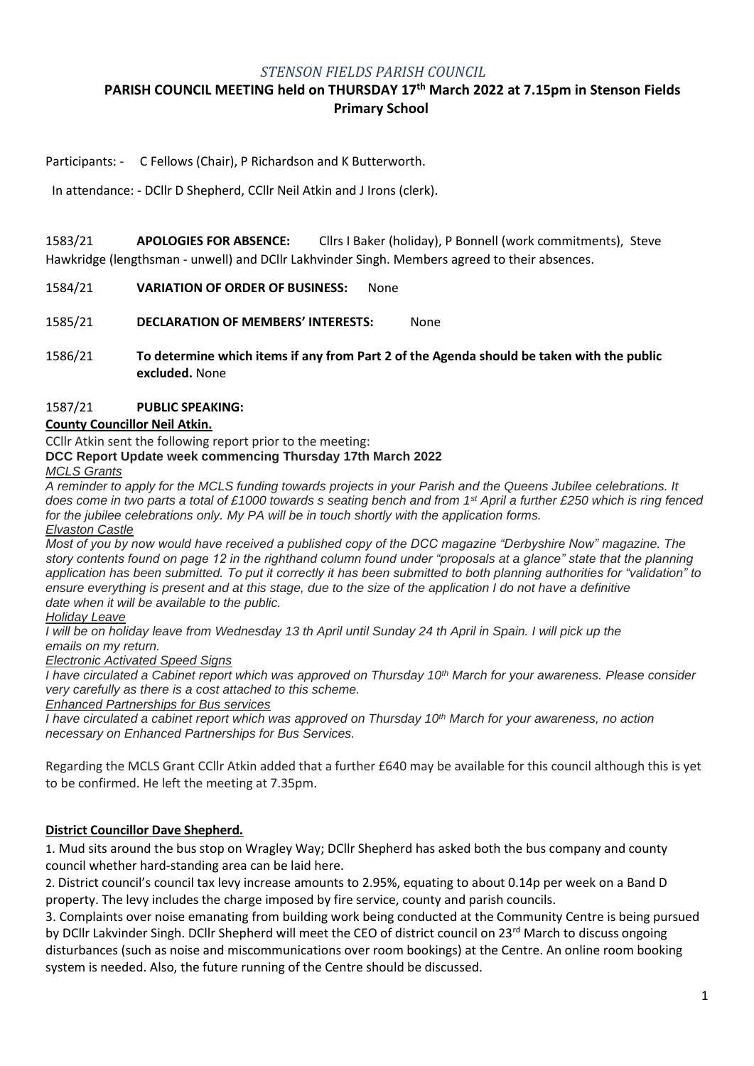*STENSON FIELDS PARISH COUNCIL*

# PARISH COUNCIL MEETING held on THURSDAY 17th March 2022 at 7.15pm in Stenson Fields Primary School

Participants: - C Fellows (Chair), P Richardson and K Butterworth.

In attendance: - DCllr D Shepherd, CCllr Neil Atkin and J Irons (clerk).

1583/21 **APOLOGIES FOR ABSENCE:** Cllrs I Baker (holiday), P Bonnell (work commitments), Steve Hawkridge (lengthsman - unwell) and DCllr Lakhvinder Singh. Members agreed to their absences.

1584/21 **VARIATION OF ORDER OF BUSINESS:** None

1585/21 **DECLARATION OF MEMBERS' INTERESTS:** None

1586/21 **To determine which items if any from Part 2 of the Agenda should be taken with the public excluded.** None

1587/21 **PUBLIC SPEAKING:**

**County Councillor Neil Atkin.**

CCllr Atkin sent the following report prior to the meeting:

**DCC Report Update week commencing Thursday 17th March 2022**

*MCLS Grants*

*A reminder to apply for the MCLS funding towards projects in your Parish and the Queens Jubilee celebrations. It does come in two parts a total of £1000 towards s seating bench and from 1st April a further £250 which is ring fenced for the jubilee celebrations only. My PA will be in touch shortly with the application forms.*

*Elvaston Castle*

*Most of you by now would have received a published copy of the DCC magazine "Derbyshire Now" magazine. The story contents found on page 12 in the righthand column found under "proposals at a glance" state that the planning application has been submitted. To put it correctly it has been submitted to both planning authorities for "validation" to ensure everything is present and at this stage, due to the size of the application I do not have a definitive date when it will be available to the public.*

*Holiday Leave*

*I will be on holiday leave from Wednesday 13 th April until Sunday 24 th April in Spain. I will pick up the emails on my return.*

*Electronic Activated Speed Signs*

*I have circulated a Cabinet report which was approved on Thursday 10th March for your awareness. Please consider very carefully as there is a cost attached to this scheme.*

*Enhanced Partnerships for Bus services*

*I have circulated a cabinet report which was approved on Thursday 10th March for your awareness, no action necessary on Enhanced Partnerships for Bus Services.*

Regarding the MCLS Grant CCllr Atkin added that a further £640 may be available for this council although this is yet to be confirmed. He left the meeting at 7.35pm.

**District Councillor Dave Shepherd.**

1. Mud sits around the bus stop on Wragley Way; DCllr Shepherd has asked both the bus company and county council whether hard-standing area can be laid here.
2. District council's council tax levy increase amounts to 2.95%, equating to about 0.14p per week on a Band D property. The levy includes the charge imposed by fire service, county and parish councils.
3. Complaints over noise emanating from building work being conducted at the Community Centre is being pursued by DCllr Lakvinder Singh. DCllr Shepherd will meet the CEO of district council on 23rd March to discuss ongoing disturbances (such as noise and miscommunications over room bookings) at the Centre. An online room booking system is needed. Also, the future running of the Centre should be discussed.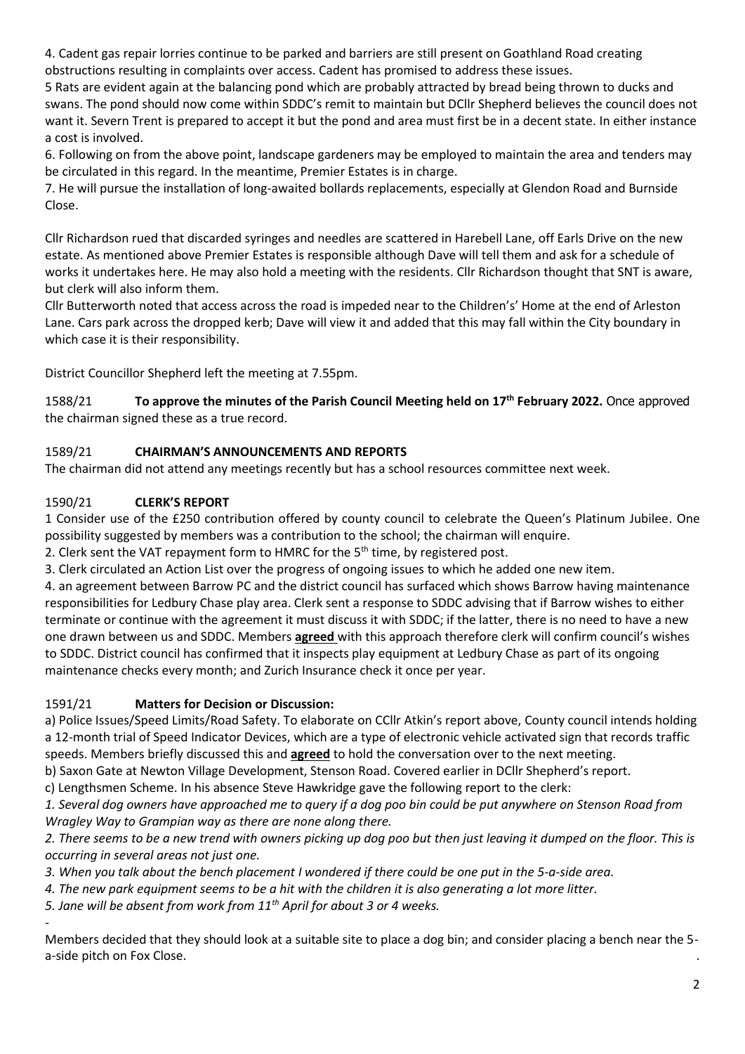4. Cadent gas repair lorries continue to be parked and barriers are still present on Goathland Road creating obstructions resulting in complaints over access. Cadent has promised to address these issues.

5 Rats are evident again at the balancing pond which are probably attracted by bread being thrown to ducks and swans. The pond should now come within SDDC's remit to maintain but DCllr Shepherd believes the council does not want it. Severn Trent is prepared to accept it but the pond and area must first be in a decent state. In either instance a cost is involved.

6. Following on from the above point, landscape gardeners may be employed to maintain the area and tenders may be circulated in this regard. In the meantime, Premier Estates is in charge.

7. He will pursue the installation of long-awaited bollards replacements, especially at Glendon Road and Burnside Close.

Cllr Richardson rued that discarded syringes and needles are scattered in Harebell Lane, off Earls Drive on the new estate. As mentioned above Premier Estates is responsible although Dave will tell them and ask for a schedule of works it undertakes here. He may also hold a meeting with the residents. Cllr Richardson thought that SNT is aware, but clerk will also inform them.

Cllr Butterworth noted that access across the road is impeded near to the Children's' Home at the end of Arleston Lane. Cars park across the dropped kerb; Dave will view it and added that this may fall within the City boundary in which case it is their responsibility.

District Councillor Shepherd left the meeting at 7.55pm.

1588/21 **To approve the minutes of the Parish Council Meeting held on 17th February 2022.** Once approved the chairman signed these as a true record.

## 1589/21 CHAIRMAN'S ANNOUNCEMENTS AND REPORTS

The chairman did not attend any meetings recently but has a school resources committee next week.

## 1590/21 CLERK'S REPORT

1 Consider use of the £250 contribution offered by county council to celebrate the Queen's Platinum Jubilee. One possibility suggested by members was a contribution to the school; the chairman will enquire.

2. Clerk sent the VAT repayment form to HMRC for the 5th time, by registered post.

3. Clerk circulated an Action List over the progress of ongoing issues to which he added one new item.

4. an agreement between Barrow PC and the district council has surfaced which shows Barrow having maintenance responsibilities for Ledbury Chase play area. Clerk sent a response to SDDC advising that if Barrow wishes to either terminate or continue with the agreement it must discuss it with SDDC; if the latter, there is no need to have a new one drawn between us and SDDC. Members **agreed** with this approach therefore clerk will confirm council's wishes to SDDC. District council has confirmed that it inspects play equipment at Ledbury Chase as part of its ongoing maintenance checks every month; and Zurich Insurance check it once per year.

## 1591/21 Matters for Decision or Discussion:

a) Police Issues/Speed Limits/Road Safety. To elaborate on CCllr Atkin's report above, County council intends holding a 12-month trial of Speed Indicator Devices, which are a type of electronic vehicle activated sign that records traffic speeds. Members briefly discussed this and **agreed** to hold the conversation over to the next meeting.

b) Saxon Gate at Newton Village Development, Stenson Road. Covered earlier in DCllr Shepherd's report.

c) Lengthsmen Scheme. In his absence Steve Hawkridge gave the following report to the clerk:

*1. Several dog owners have approached me to query if a dog poo bin could be put anywhere on Stenson Road from Wragley Way to Grampian way as there are none along there.*

*2. There seems to be a new trend with owners picking up dog poo but then just leaving it dumped on the floor. This is occurring in several areas not just one.*

*3. When you talk about the bench placement I wondered if there could be one put in the 5-a-side area.*

*4. The new park equipment seems to be a hit with the children it is also generating a lot more litter.*

*5. Jane will be absent from work from 11th April for about 3 or 4 weeks.*

-

Members decided that they should look at a suitable site to place a dog bin; and consider placing a bench near the 5-a-side pitch on Fox Close.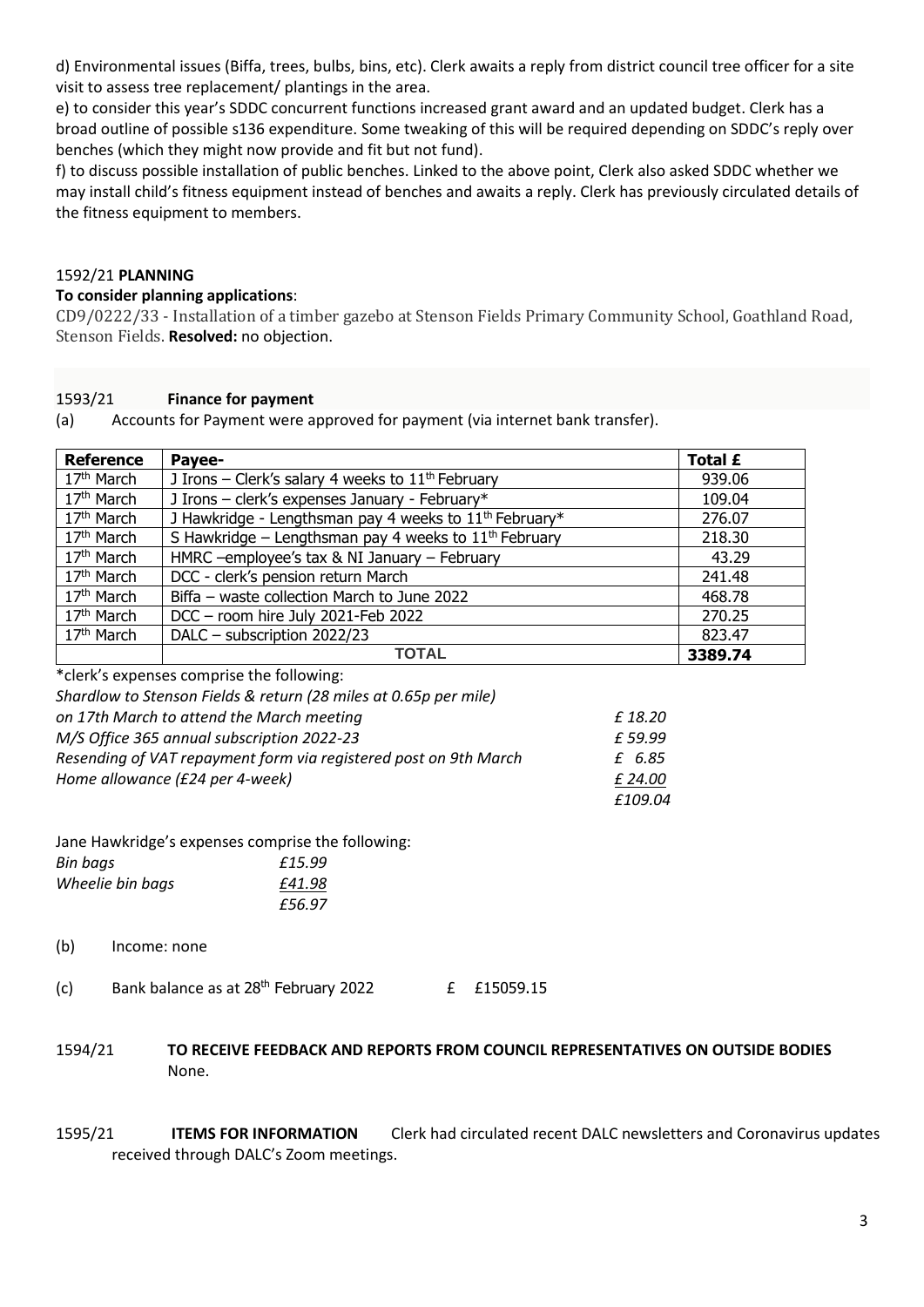d) Environmental issues (Biffa, trees, bulbs, bins, etc). Clerk awaits a reply from district council tree officer for a site visit to assess tree replacement/ plantings in the area.

e) to consider this year's SDDC concurrent functions increased grant award and an updated budget. Clerk has a broad outline of possible s136 expenditure. Some tweaking of this will be required depending on SDDC's reply over benches (which they might now provide and fit but not fund).

f) to discuss possible installation of public benches. Linked to the above point, Clerk also asked SDDC whether we may install child's fitness equipment instead of benches and awaits a reply. Clerk has previously circulated details of the fitness equipment to members.

1592/21 **PLANNING**

**To consider planning applications**:

CD9/0222/33 - Installation of a timber gazebo at Stenson Fields Primary Community School, Goathland Road, Stenson Fields. **Resolved:** no objection.

1593/21 **Finance for payment**

(a) Accounts for Payment were approved for payment (via internet bank transfer).

| **Reference** | **Payee-** | **Total £** |
|---|---|---|
| 17th March | J Irons – Clerk's salary 4 weeks to 11th February | 939.06 |
| 17th March | J Irons – clerk's expenses January - February* | 109.04 |
| 17th March | J Hawkridge - Lengthsman pay 4 weeks to 11th February* | 276.07 |
| 17th March | S Hawkridge – Lengthsman pay 4 weeks to 11th February | 218.30 |
| 17th March | HMRC –employee's tax & NI January – February | 43.29 |
| 17th March | DCC - clerk's pension return March | 241.48 |
| 17th March | Biffa – waste collection March to June 2022 | 468.78 |
| 17th March | DCC – room hire July 2021-Feb 2022 | 270.25 |
| 17th March | DALC – subscription 2022/23 | 823.47 |
| | **TOTAL** | **3389.74** |

*clerk's expenses comprise the following:

| | |
|---|---|
| *Shardlow to Stenson Fields & return (28 miles at 0.65p per mile) on 17th March to attend the March meeting* | *£ 18.20* |
| *M/S Office 365 annual subscription 2022-23* | *£ 59.99* |
| *Resending of VAT repayment form via registered post on 9th March* | *£ 6.85* |
| *Home allowance (£24 per 4-week)* | *£ 24.00* |
| | *£109.04* |

Jane Hawkridge's expenses comprise the following:

| | |
|---|---|
| *Bin bags* | *£15.99* |
| *Wheelie bin bags* | *£41.98* |
| | *£56.97* |

(b) Income: none

(c) Bank balance as at 28th February 2022 £ £15059.15

1594/21 **TO RECEIVE FEEDBACK AND REPORTS FROM COUNCIL REPRESENTATIVES ON OUTSIDE BODIES**
None.

1595/21 **ITEMS FOR INFORMATION** Clerk had circulated recent DALC newsletters and Coronavirus updates received through DALC's Zoom meetings.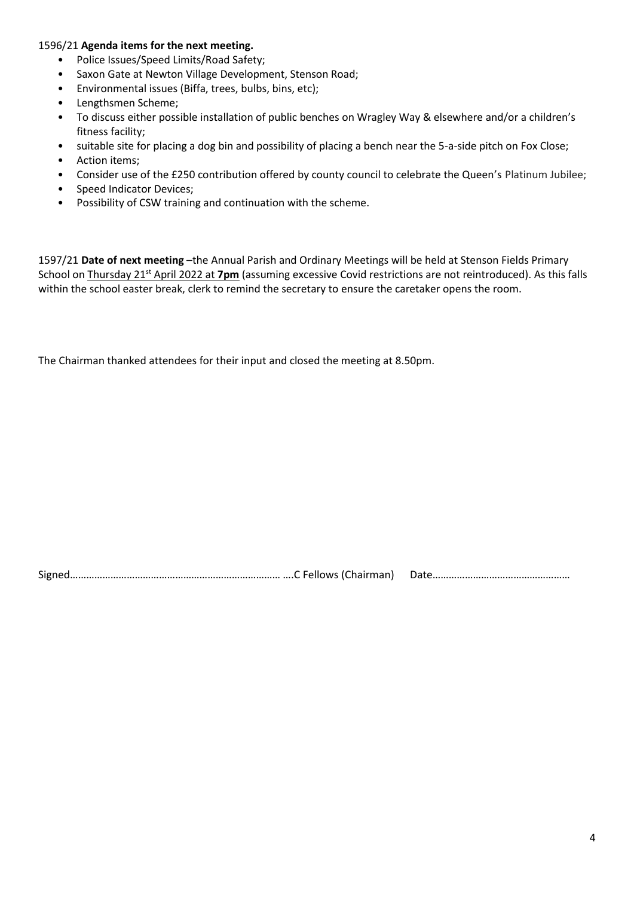1596/21 **Agenda items for the next meeting.**

- Police Issues/Speed Limits/Road Safety;
- Saxon Gate at Newton Village Development, Stenson Road;
- Environmental issues (Biffa, trees, bulbs, bins, etc);
- Lengthsmen Scheme;
- To discuss either possible installation of public benches on Wragley Way & elsewhere and/or a children's fitness facility;
- suitable site for placing a dog bin and possibility of placing a bench near the 5-a-side pitch on Fox Close;
- Action items;
- Consider use of the £250 contribution offered by county council to celebrate the Queen's Platinum Jubilee;
- Speed Indicator Devices;
- Possibility of CSW training and continuation with the scheme.

1597/21 **Date of next meeting** –the Annual Parish and Ordinary Meetings will be held at Stenson Fields Primary School on Thursday 21st April 2022 at **7pm** (assuming excessive Covid restrictions are not reintroduced). As this falls within the school easter break, clerk to remind the secretary to ensure the caretaker opens the room.

The Chairman thanked attendees for their input and closed the meeting at 8.50pm.

Signed…………………………………………………………………… ….C Fellows (Chairman) Date……………………………………………